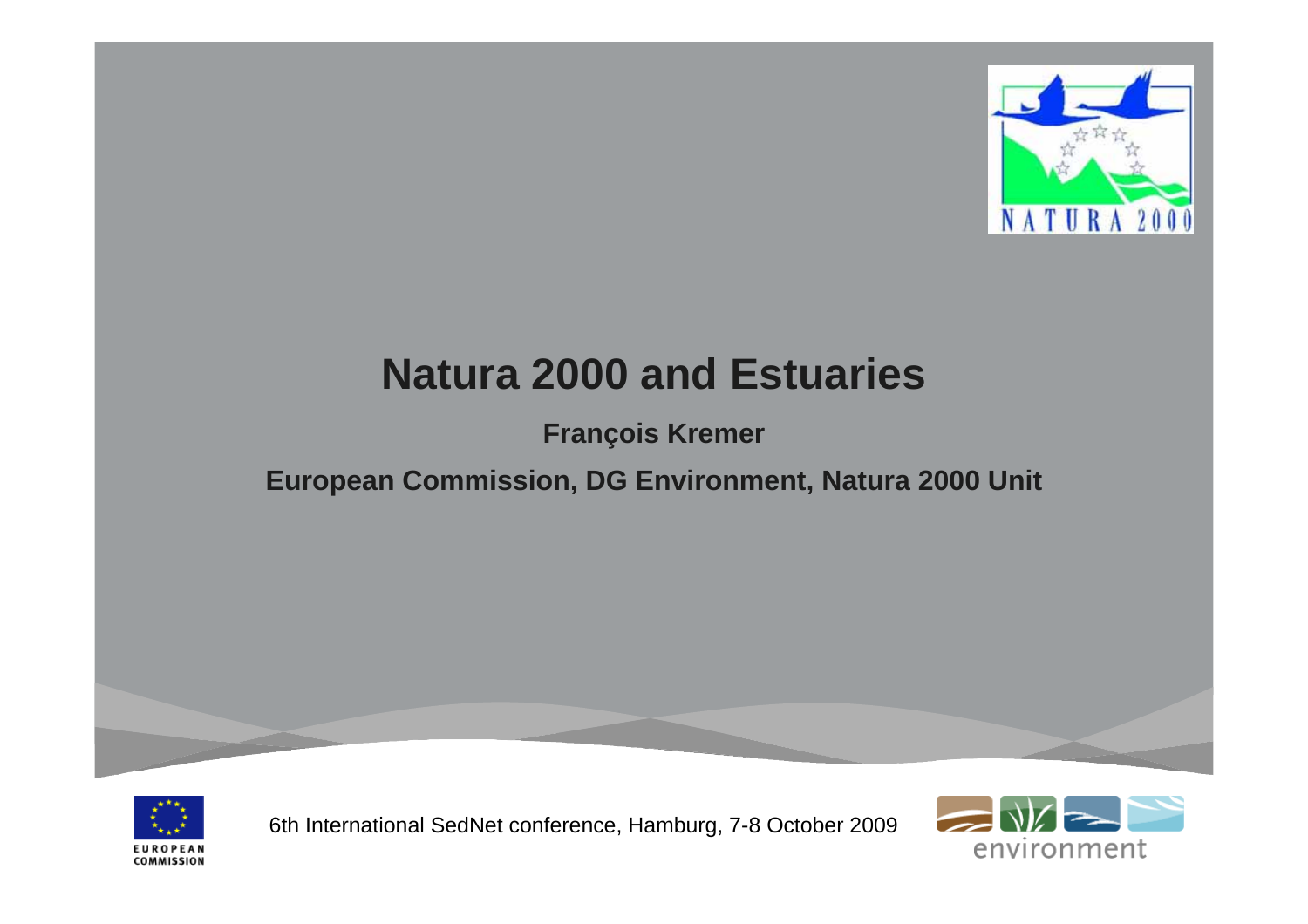# Natura 2000 and Estuaries

**François Kremer**

**European Commission, DG Environment, Natura 2000 Unit**

6th International SedNet conference, Hamburg, 7-8 October 2009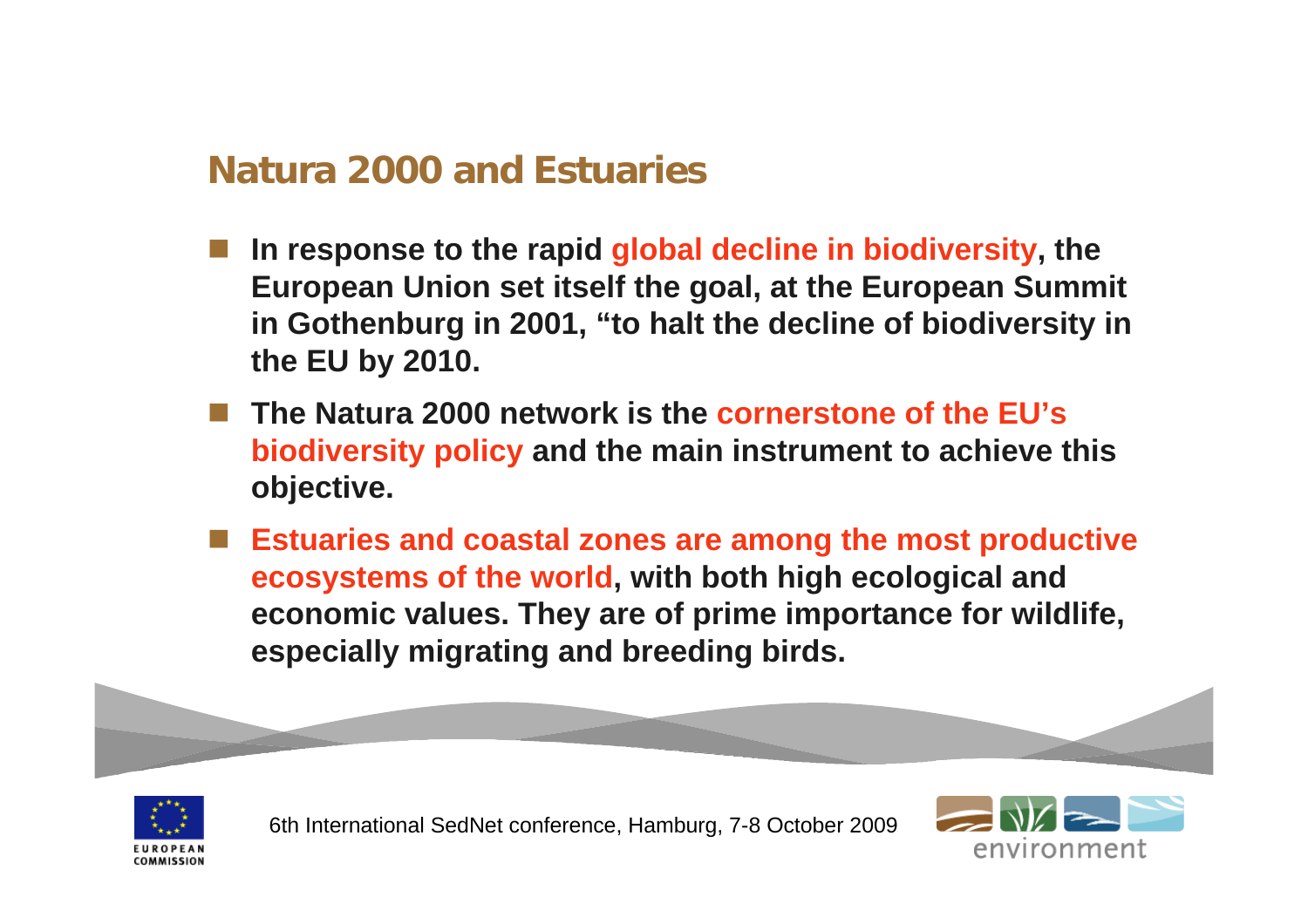# Natura 2000 and Estuaries

- **In response to the rapid global decline in biodiversity, the European Union set itself the goal, at the European Summit in Gothenburg in 2001, "to halt the decline of biodiversity in the EU by 2010.**
- **The Natura 2000 network is the cornerstone of the EU's biodiversity policy and the main instrument to achieve this objective.**
- **Estuaries and coastal zones are among the most productive ecosystems of the world, with both high ecological and economic values. They are of prime importance for wildlife, especially migrating and breeding birds.**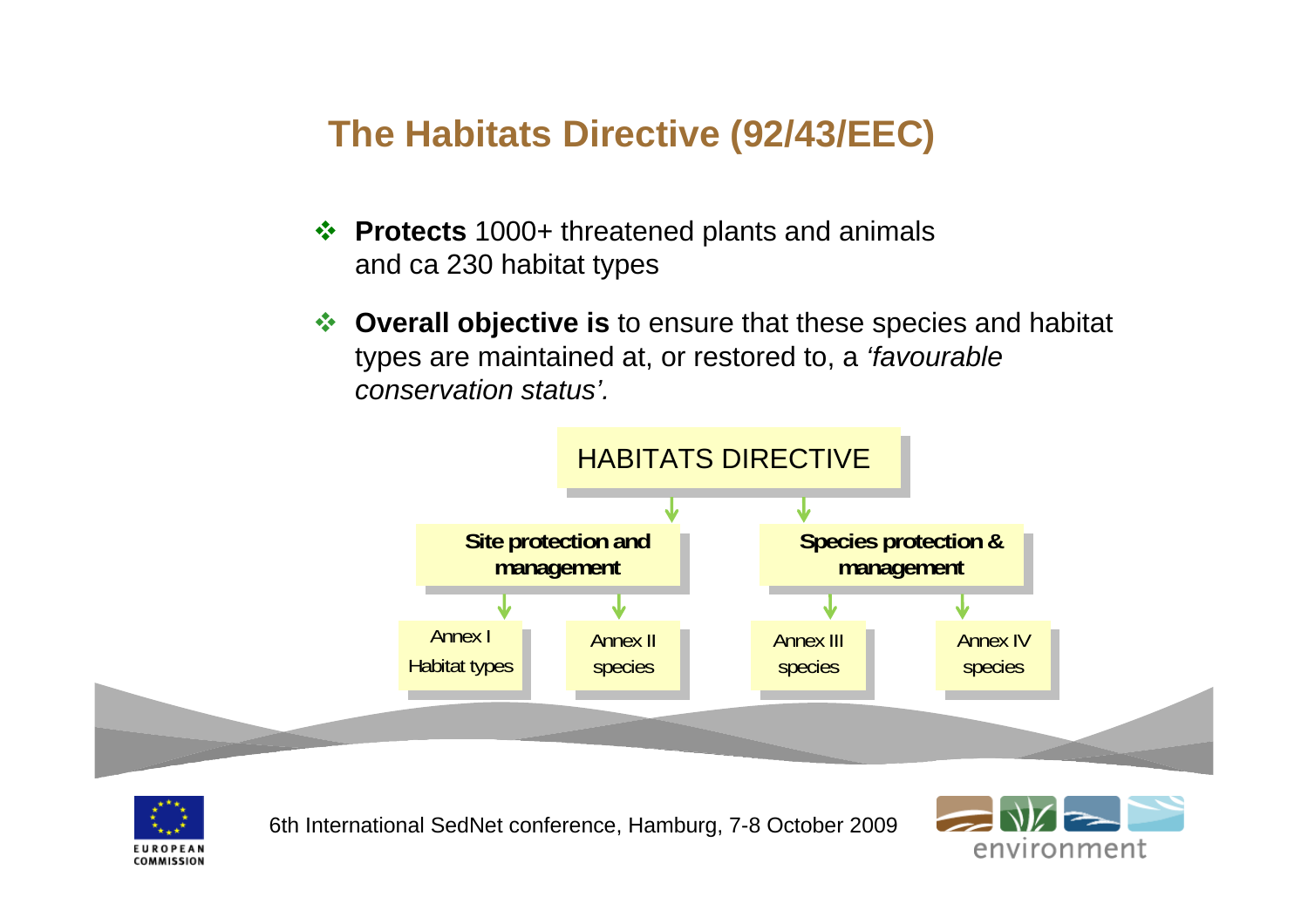# The Habitats Directive (92/43/EEC)

- **Protects** 1000+ threatened plants and animals and ca 230 habitat types
- **Overall objective is** to ensure that these species and habitat types are maintained at, or restored to, a *'favourable conservation status'.*

HABITATS DIRECTIVE

- **Site protection and management**
  - Annex I Habitat types
  - Annex II species
- **Species protection & management**
  - Annex III species
  - Annex IV species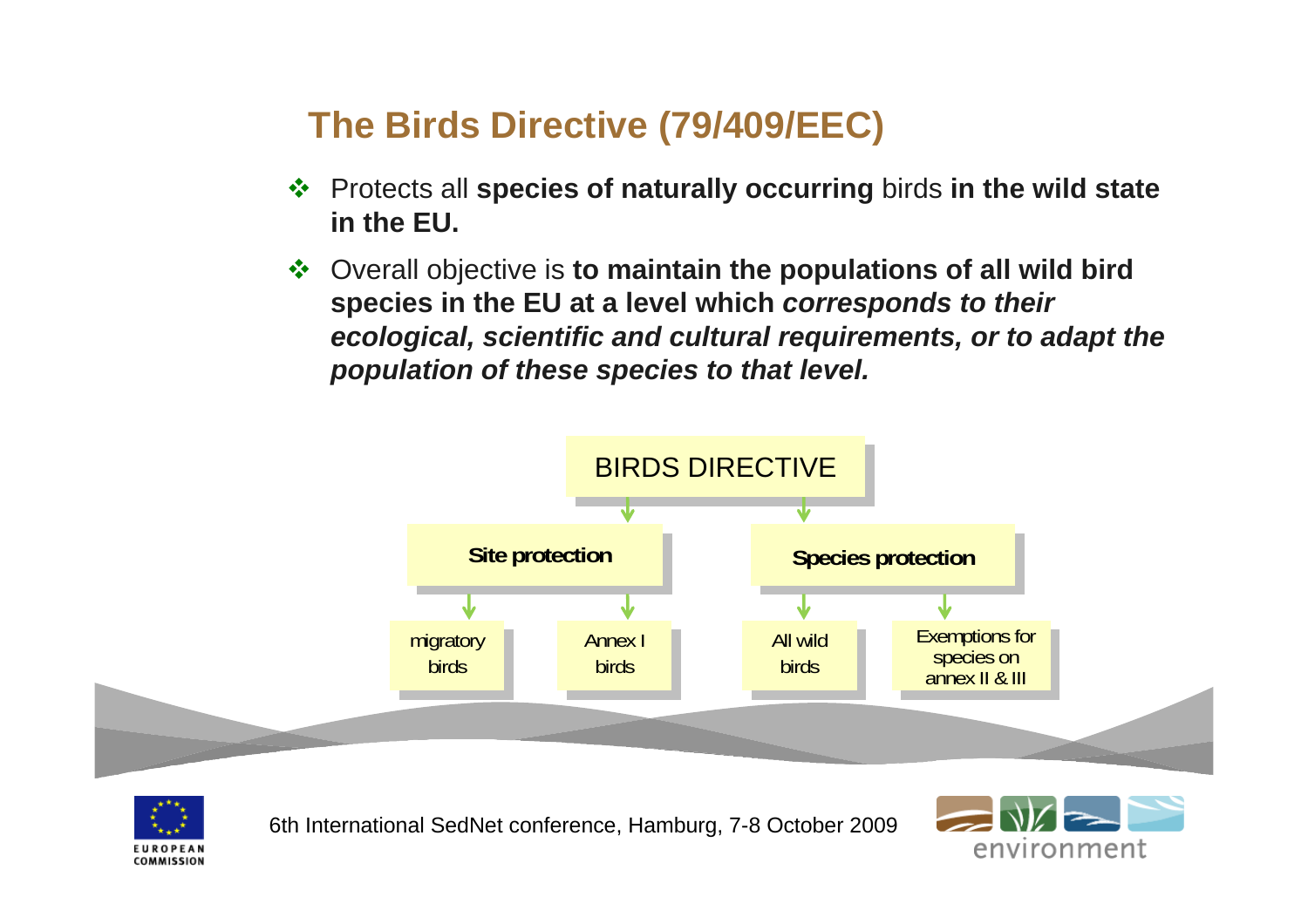# The Birds Directive (79/409/EEC)

- Protects all **species of naturally occurring** birds **in the wild state in the EU.**
- Overall objective is **to maintain the populations of all wild bird species in the EU at a level which *corresponds to their ecological, scientific and cultural requirements, or to adapt the population of these species to that level.***

BIRDS DIRECTIVE

- **Site protection**
  - migratory birds
  - Annex I birds
- **Species protection**
  - All wild birds
  - Exemptions for species on annex II & III

6th International SedNet conference, Hamburg, 7-8 October 2009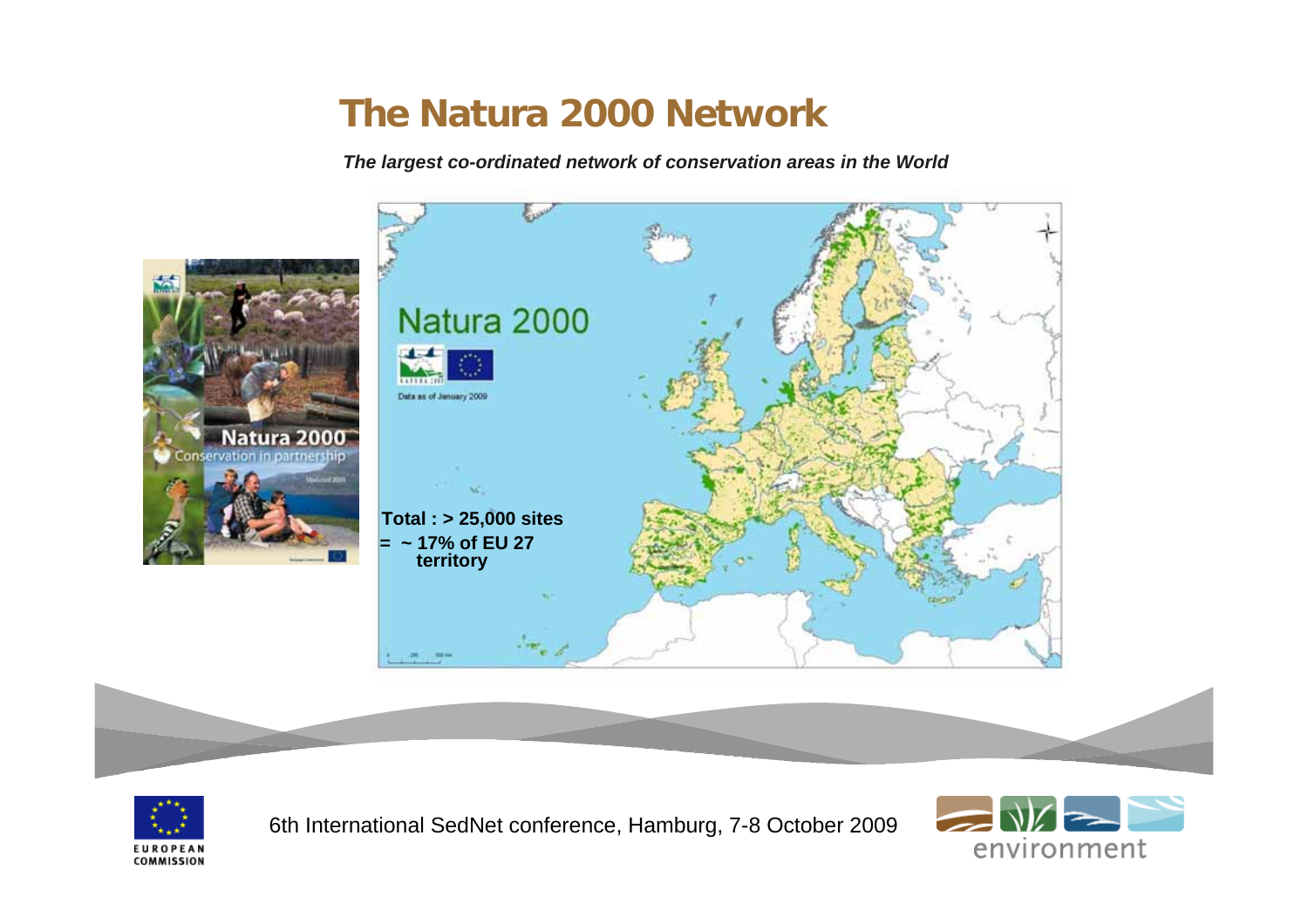# The Natura 2000 Network

***The largest co-ordinated network of conservation areas in the World***

Natura 2000

Data as of January 2009

**Total : > 25,000 sites**
**= ~ 17% of EU 27 territory**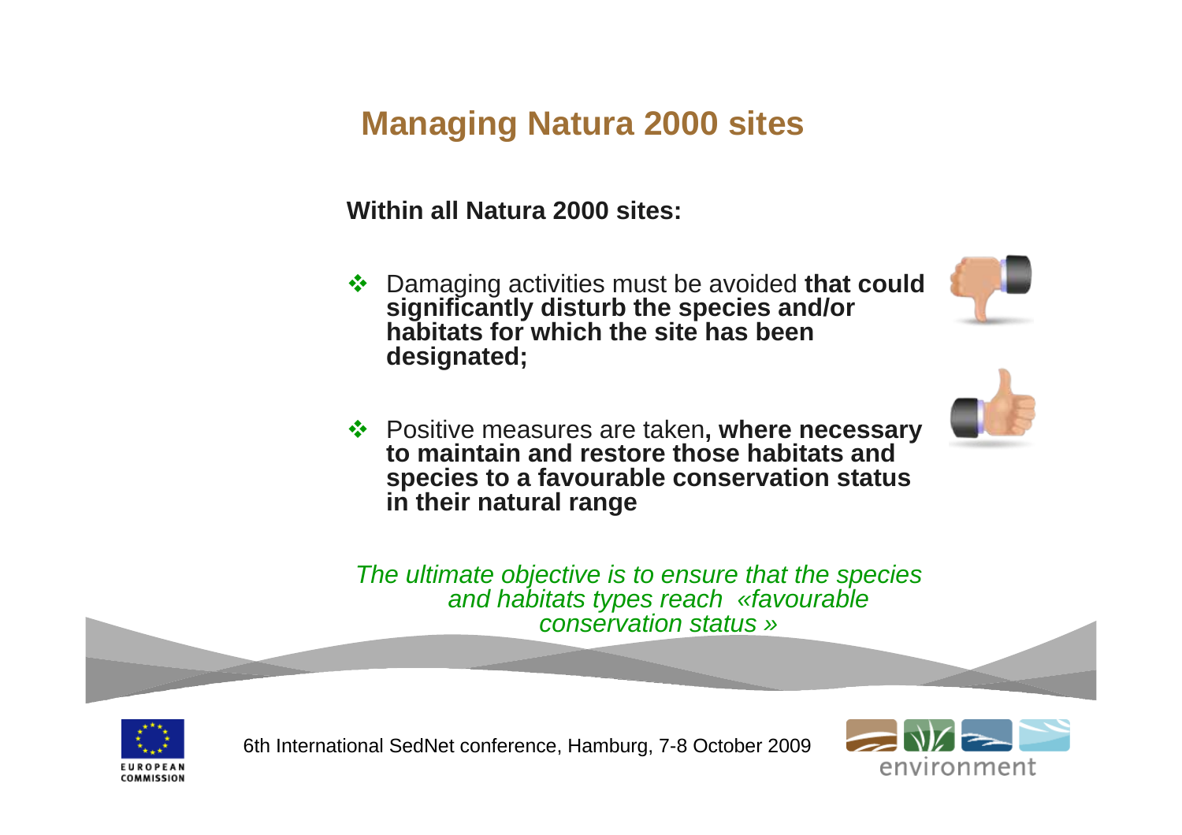# Managing Natura 2000 sites

**Within all Natura 2000 sites:**

- Damaging activities must be avoided **that could significantly disturb the species and/or habitats for which the site has been designated;**

- Positive measures are taken**, where necessary to maintain and restore those habitats and species to a favourable conservation status in their natural range**

*The ultimate objective is to ensure that the species and habitats types reach «favourable conservation status »*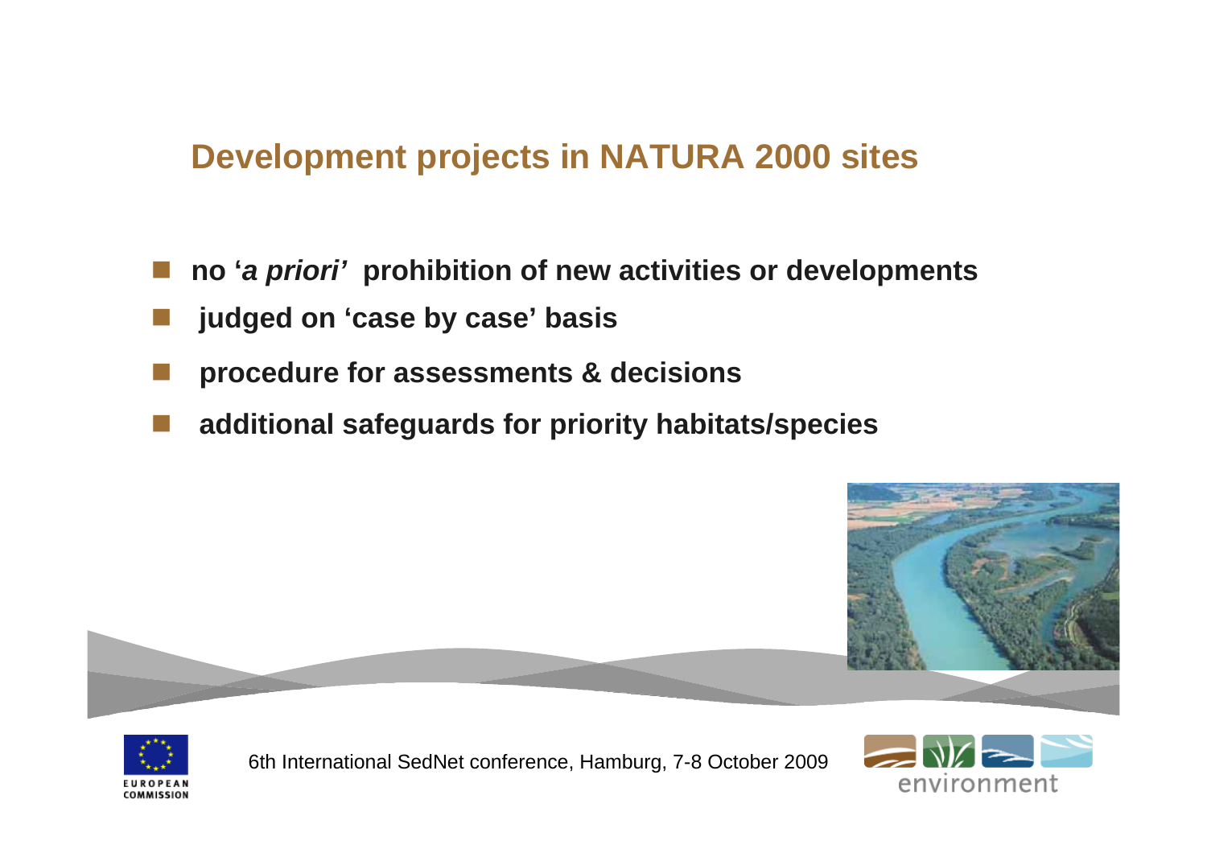## Development projects in NATURA 2000 sites

- **no '*a priori*' prohibition of new activities or developments**
- **judged on 'case by case' basis**
- **procedure for assessments & decisions**
- **additional safeguards for priority habitats/species**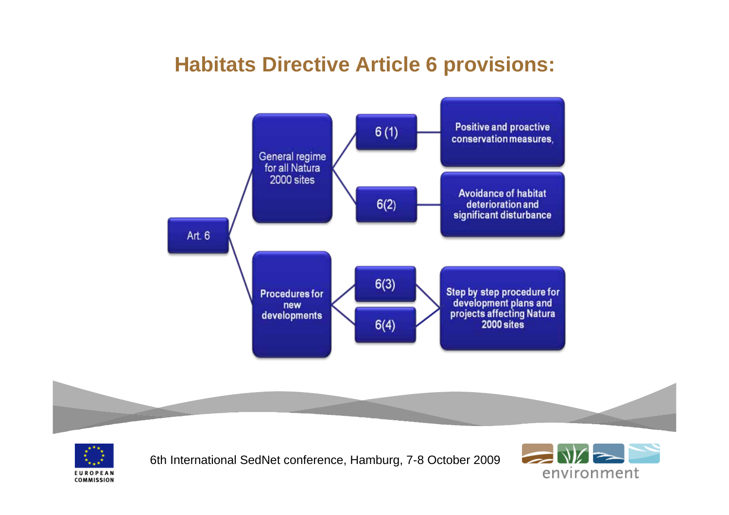# Habitats Directive Article 6 provisions:

- Art. 6
  - General regime for all Natura 2000 sites
    - 6 (1) — Positive and proactive conservation measures,
    - 6(2) — Avoidance of habitat deterioration and significant disturbance
  - Procedures for new developments
    - 6(3) — Step by step procedure for development plans and projects affecting Natura 2000 sites
    - 6(4) — Step by step procedure for development plans and projects affecting Natura 2000 sites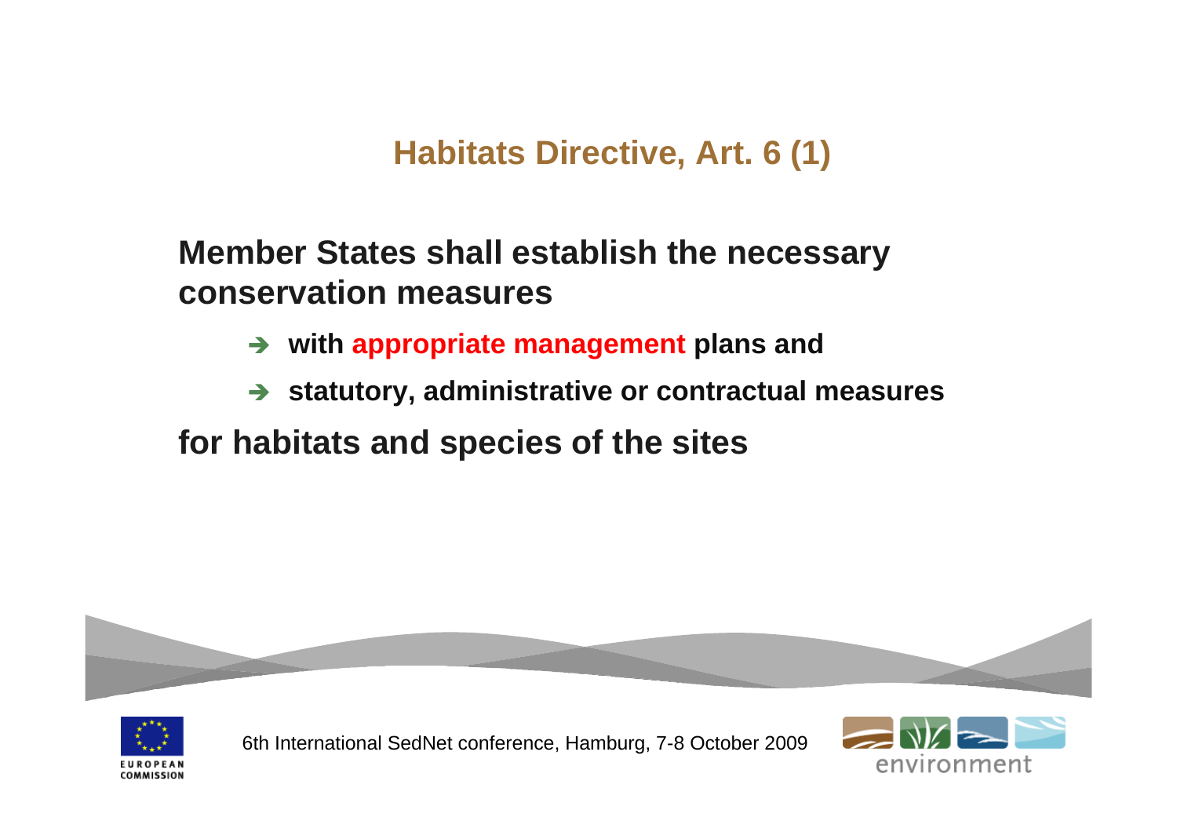# Habitats Directive, Art. 6 (1)

**Member States shall establish the necessary conservation measures**

- **with appropriate management plans and**
- **statutory, administrative or contractual measures**

**for habitats and species of the sites**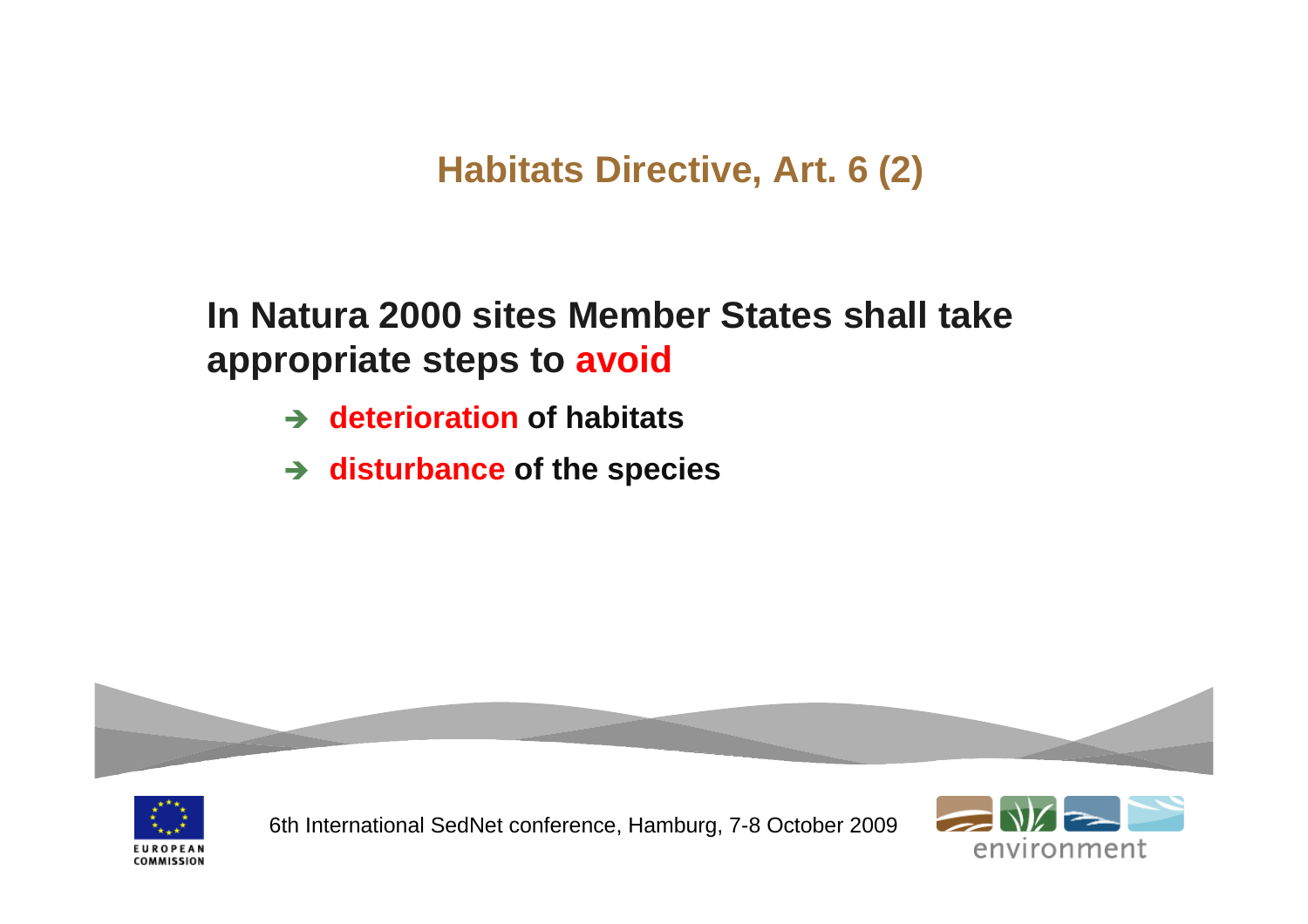# Habitats Directive, Art. 6 (2)

**In Natura 2000 sites Member States shall take appropriate steps to avoid**

- **deterioration of habitats**
- **disturbance of the species**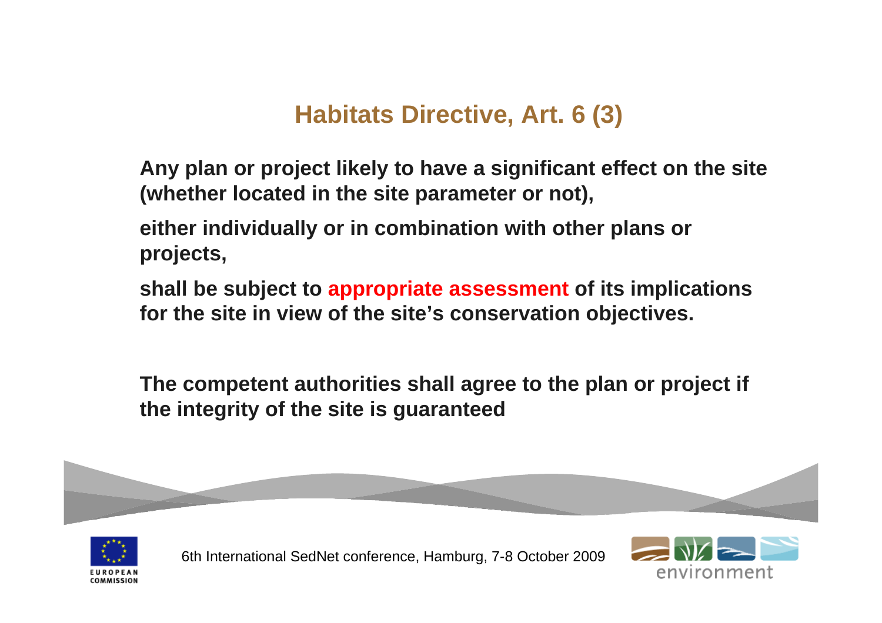## Habitats Directive, Art. 6 (3)

**Any plan or project likely to have a significant effect on the site (whether located in the site parameter or not),**

**either individually or in combination with other plans or projects,**

**shall be subject to appropriate assessment of its implications for the site in view of the site's conservation objectives.**

**The competent authorities shall agree to the plan or project if the integrity of the site is guaranteed**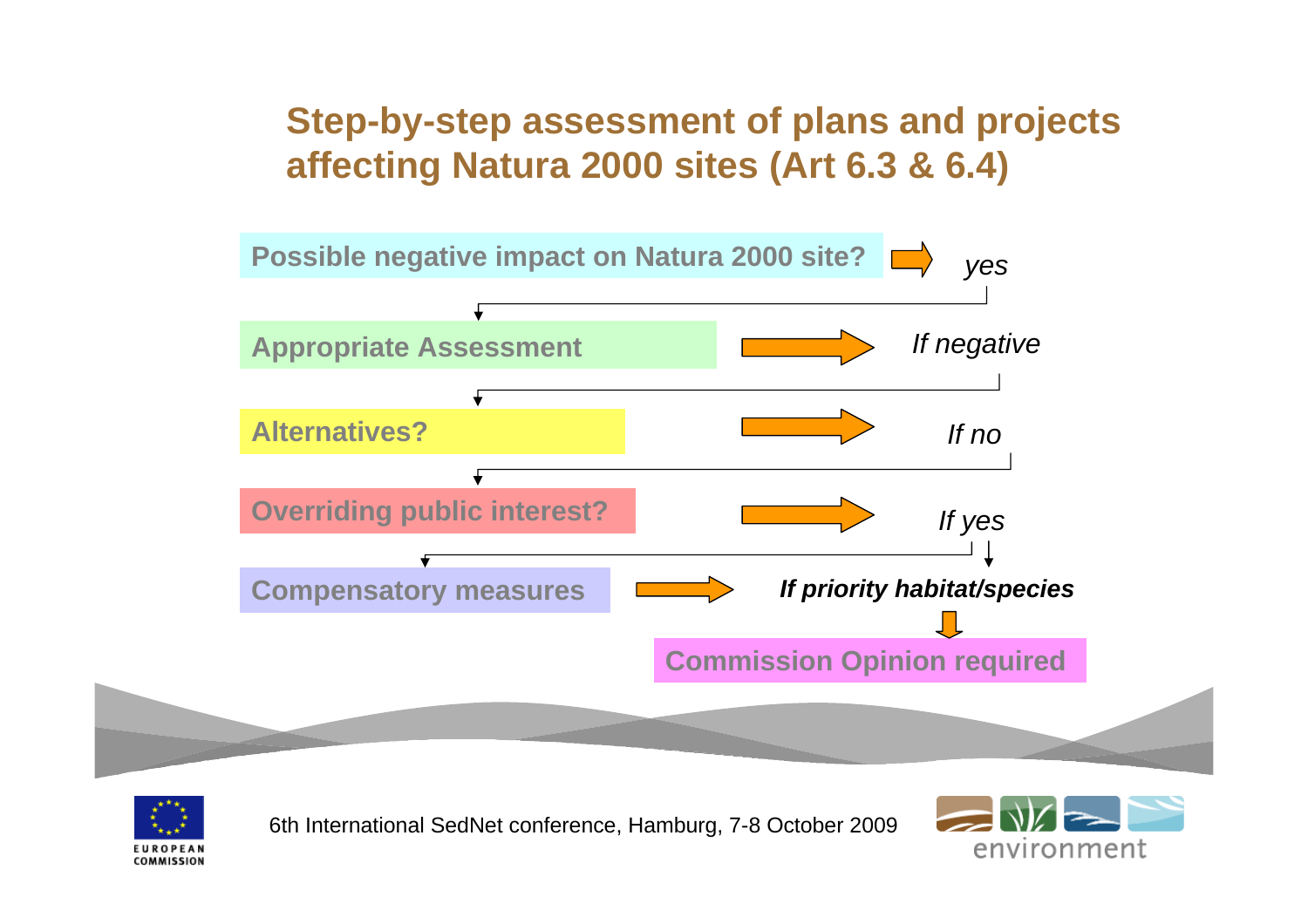# Step-by-step assessment of plans and projects affecting Natura 2000 sites (Art 6.3 & 6.4)

**Possible negative impact on Natura 2000 site?** → *yes*

**Appropriate Assessment** → *If negative*

**Alternatives?** → *If no*

**Overriding public interest?** → *If yes*

**Compensatory measures** → ***If priority habitat/species***

**Commission Opinion required**

6th International SedNet conference, Hamburg, 7-8 October 2009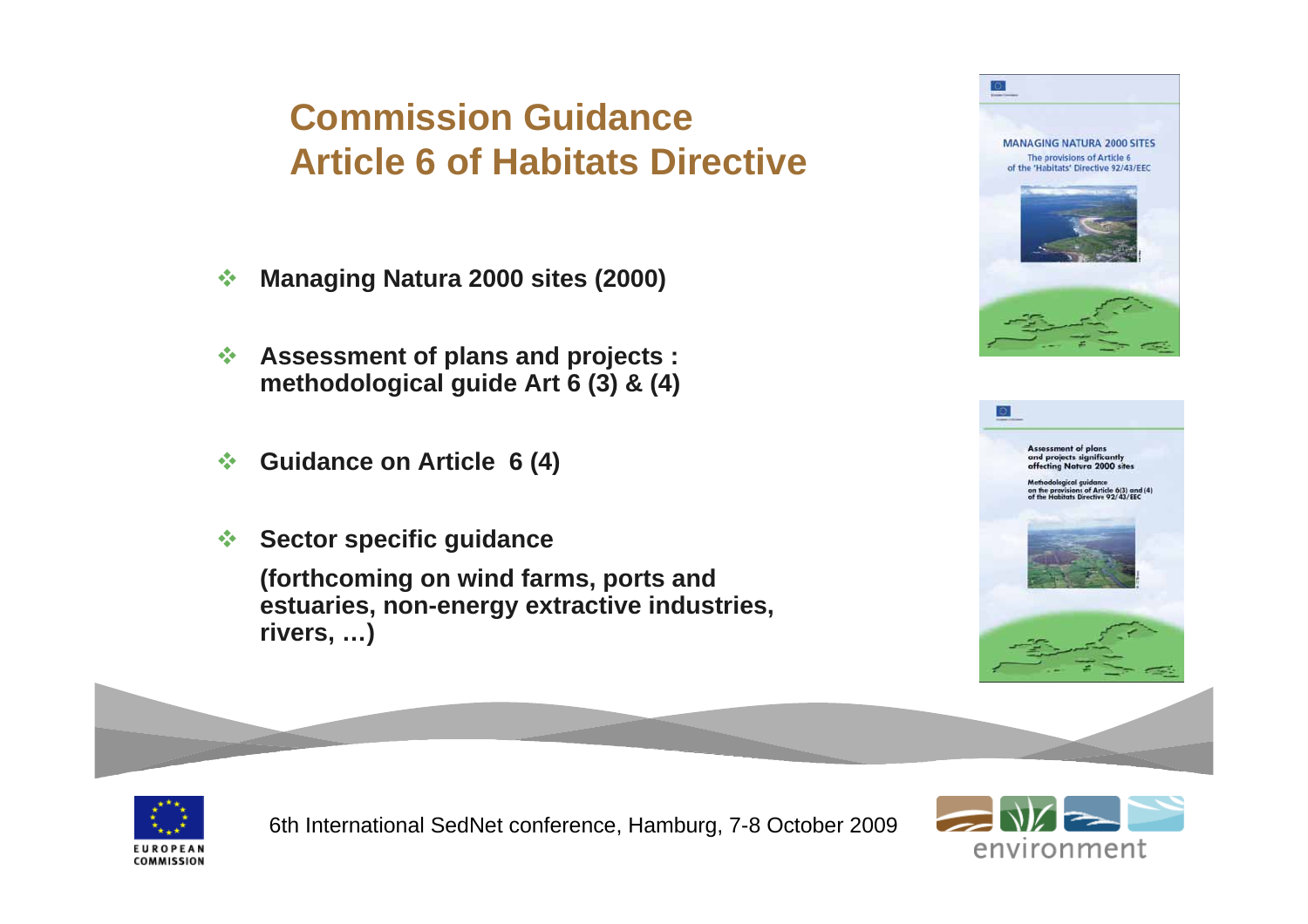## Commission Guidance
## Article 6 of Habitats Directive

- **Managing Natura 2000 sites (2000)**
- **Assessment of plans and projects : methodological guide Art 6 (3) & (4)**
- **Guidance on Article 6 (4)**
- **Sector specific guidance**

  **(forthcoming on wind farms, ports and estuaries, non-energy extractive industries, rivers, …)**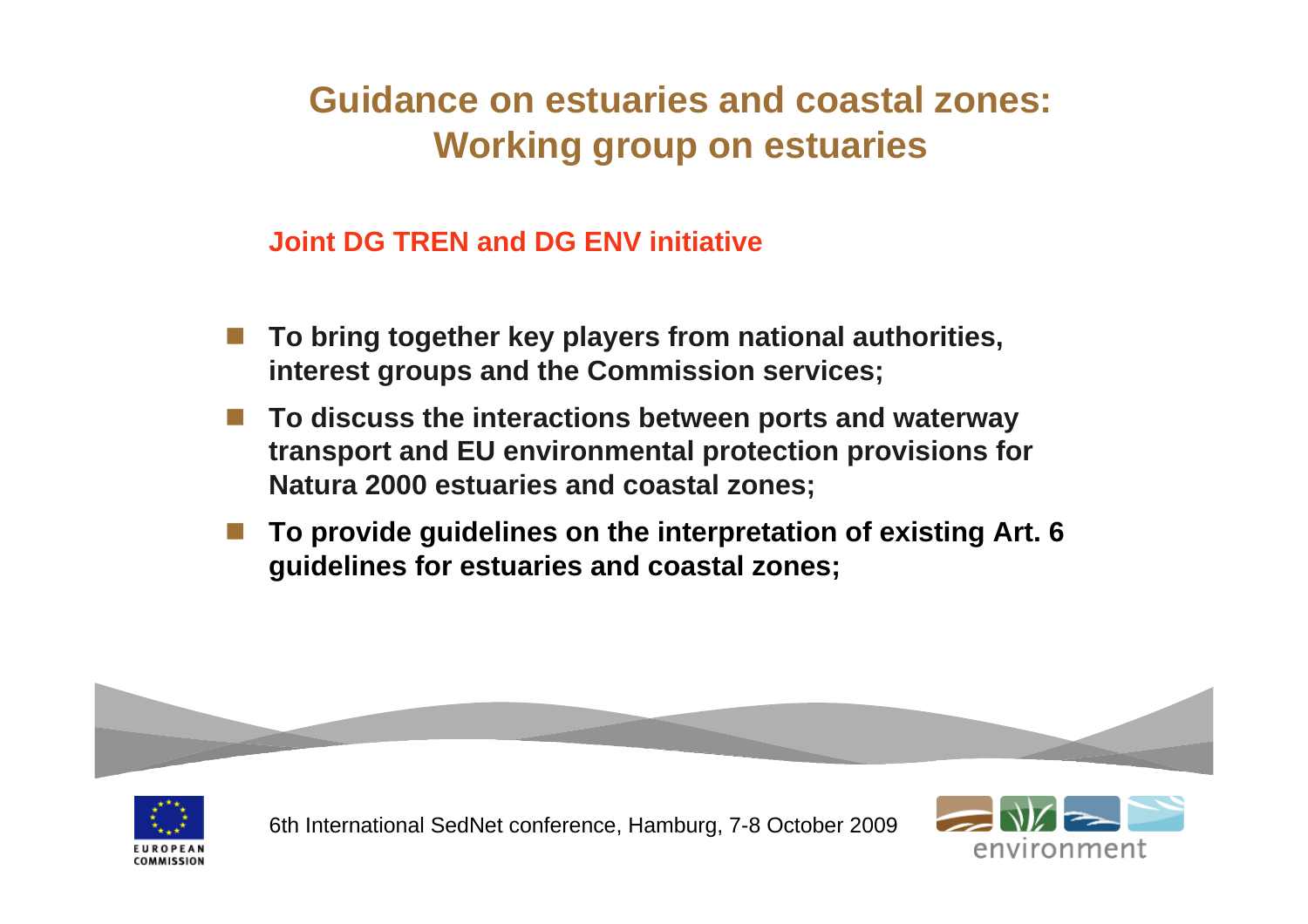# Guidance on estuaries and coastal zones: Working group on estuaries

**Joint DG TREN and DG ENV initiative**

- **To bring together key players from national authorities, interest groups and the Commission services;**
- **To discuss the interactions between ports and waterway transport and EU environmental protection provisions for Natura 2000 estuaries and coastal zones;**
- **To provide guidelines on the interpretation of existing Art. 6 guidelines for estuaries and coastal zones;**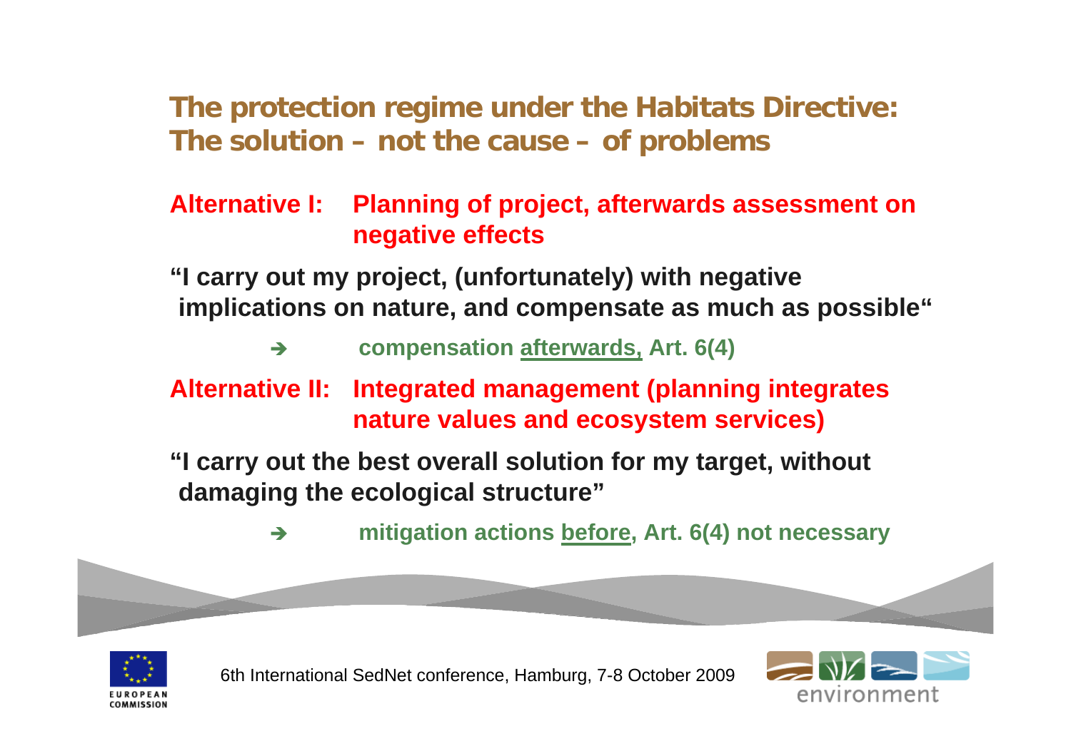## The protection regime under the Habitats Directive: The solution – not the cause – of problems

**Alternative I: Planning of project, afterwards assessment on negative effects**

**"I carry out my project, (unfortunately) with negative implications on nature, and compensate as much as possible"**

➔ **compensation <u>afterwards,</u> Art. 6(4)**

**Alternative II: Integrated management (planning integrates nature values and ecosystem services)**

**"I carry out the best overall solution for my target, without damaging the ecological structure"**

➔ **mitigation actions <u>before</u>, Art. 6(4) not necessary**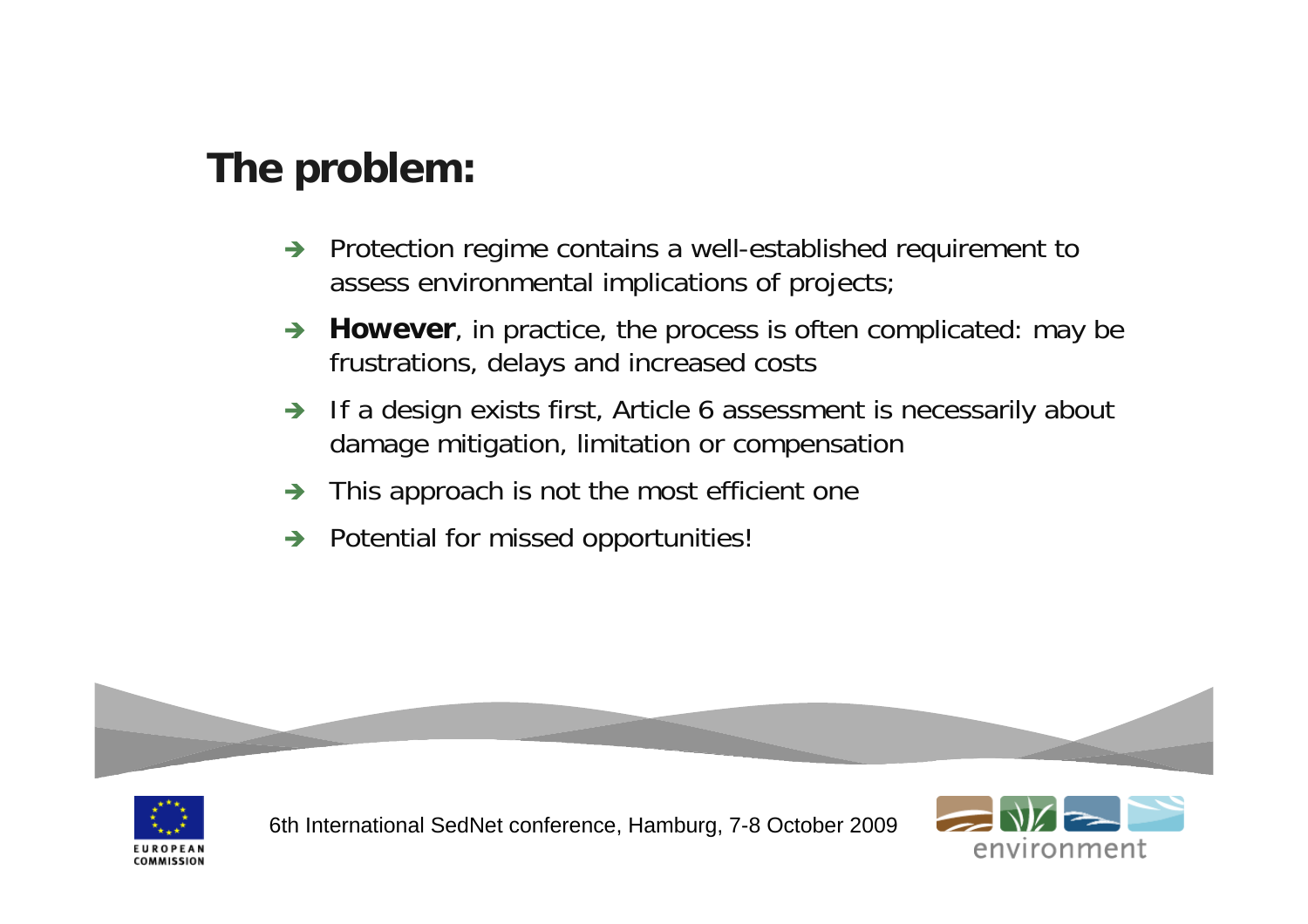## The problem:

- Protection regime contains a well-established requirement to assess environmental implications of projects;
- **However**, in practice, the process is often complicated: may be frustrations, delays and increased costs
- If a design exists first, Article 6 assessment is necessarily about damage mitigation, limitation or compensation
- This approach is not the most efficient one
- Potential for missed opportunities!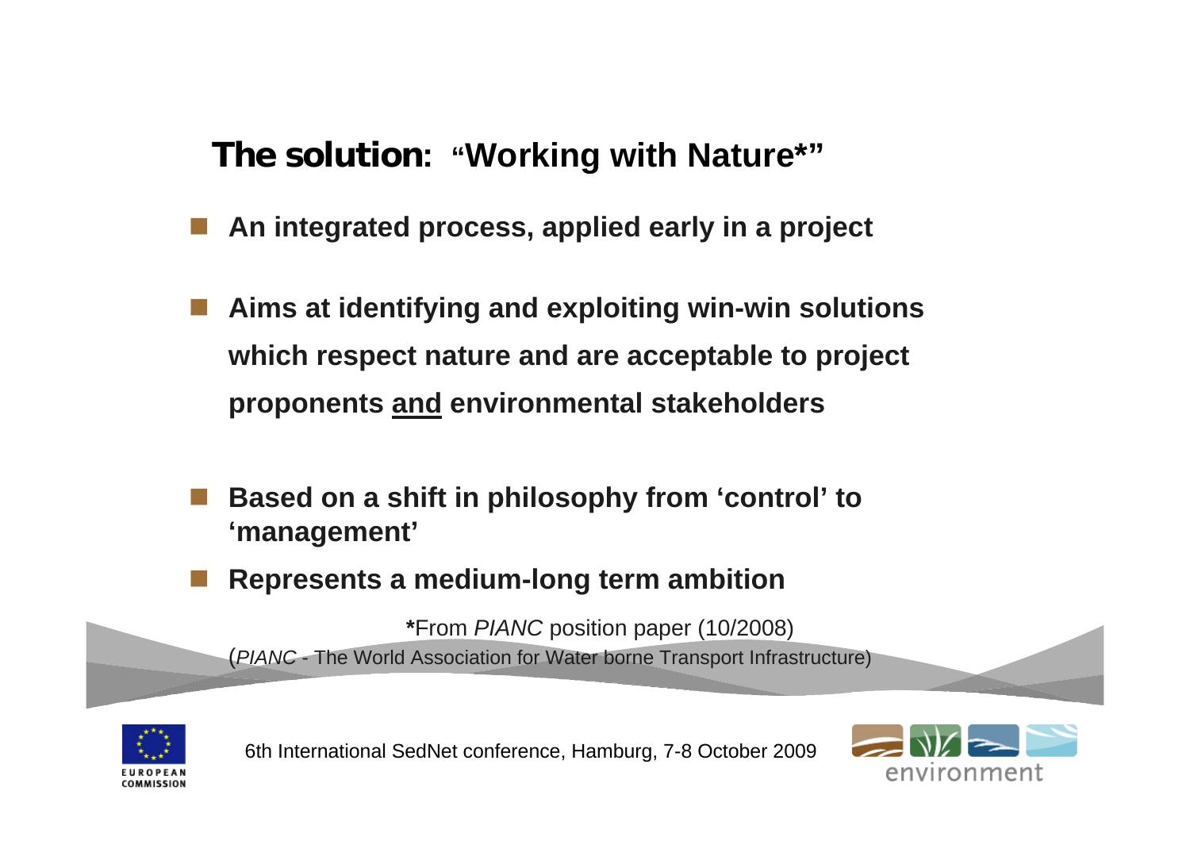## **The solution: "Working with Nature*"**

- **An integrated process, applied early in a project**
- **Aims at identifying and exploiting win-win solutions which respect nature and are acceptable to project proponents <u>and</u> environmental stakeholders**
- **Based on a shift in philosophy from 'control' to 'management'**
- **Represents a medium-long term ambition**

**\***From *PIANC* position paper (10/2008)

(*PIANC* - The World Association for Water borne Transport Infrastructure)

6th International SedNet conference, Hamburg, 7-8 October 2009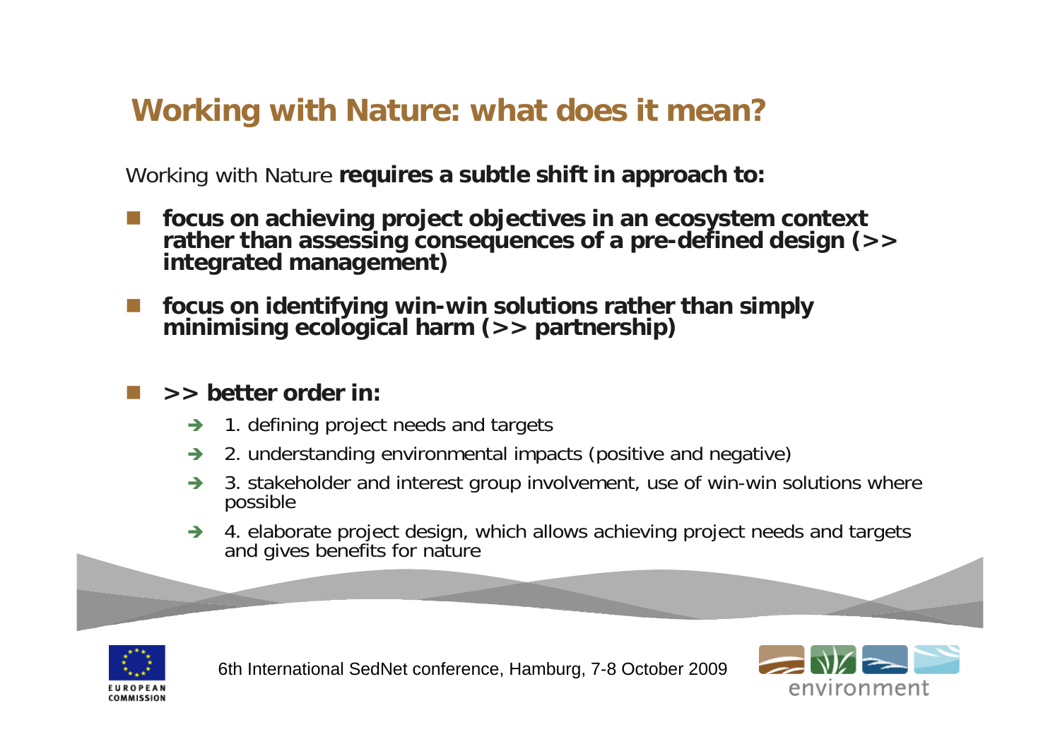## Working with Nature: what does it mean?

Working with Nature **requires a subtle shift in approach to:**

- **focus on achieving project objectives in an ecosystem context rather than assessing consequences of a pre-defined design (>> integrated management)**
- **focus on identifying win-win solutions rather than simply minimising ecological harm (>> partnership)**
- **>> better order in:**
  - ➔ 1. defining project needs and targets
  - ➔ 2. understanding environmental impacts (positive and negative)
  - ➔ 3. stakeholder and interest group involvement, use of win-win solutions where possible
  - ➔ 4. elaborate project design, which allows achieving project needs and targets and gives benefits for nature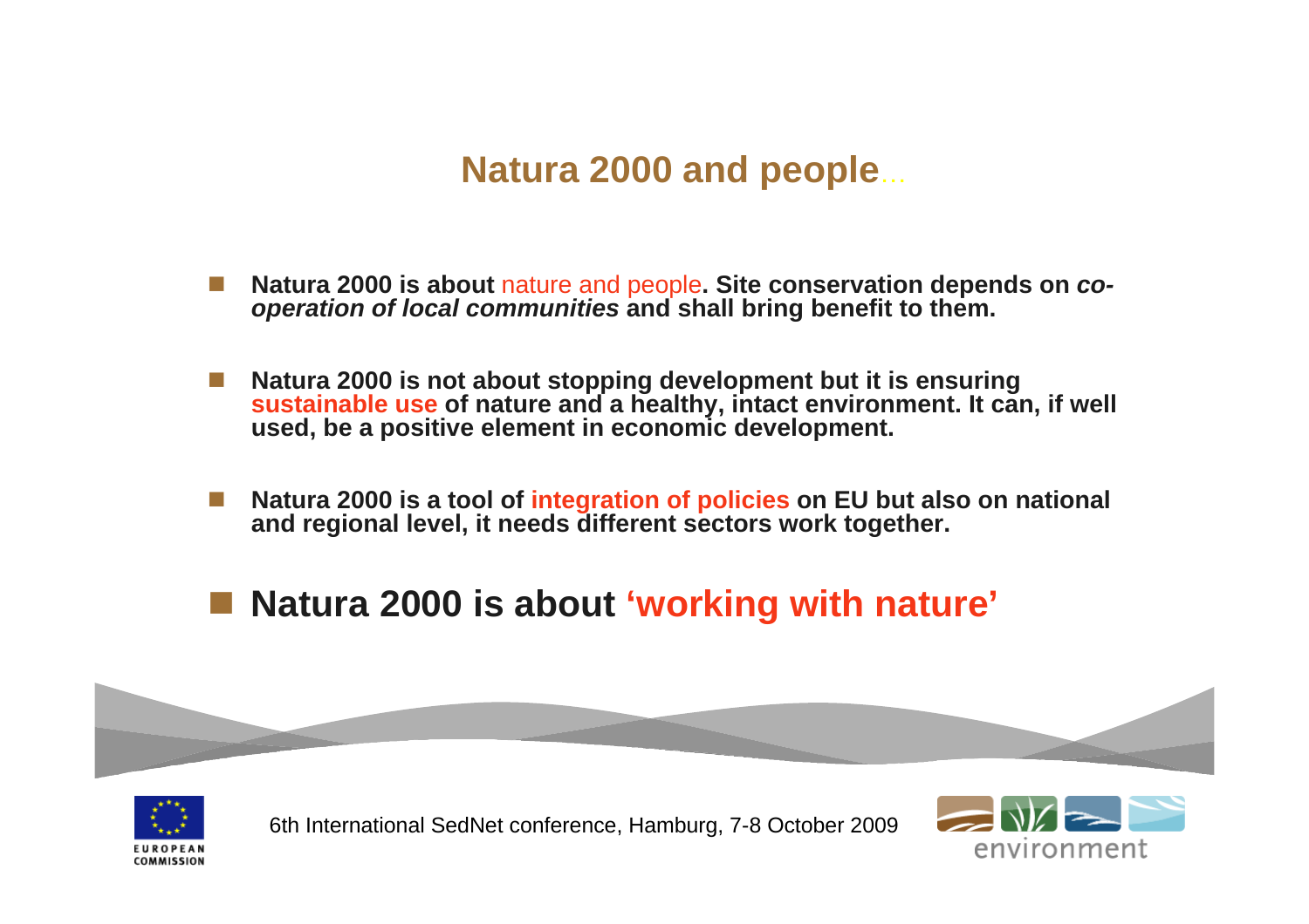# Natura 2000 and people...

- **Natura 2000 is about nature and people. Site conservation depends on *co-operation of local communities* and shall bring benefit to them.**

- **Natura 2000 is not about stopping development but it is ensuring sustainable use of nature and a healthy, intact environment. It can, if well used, be a positive element in economic development.**

- **Natura 2000 is a tool of integration of policies on EU but also on national and regional level, it needs different sectors work together.**

- **Natura 2000 is about 'working with nature'**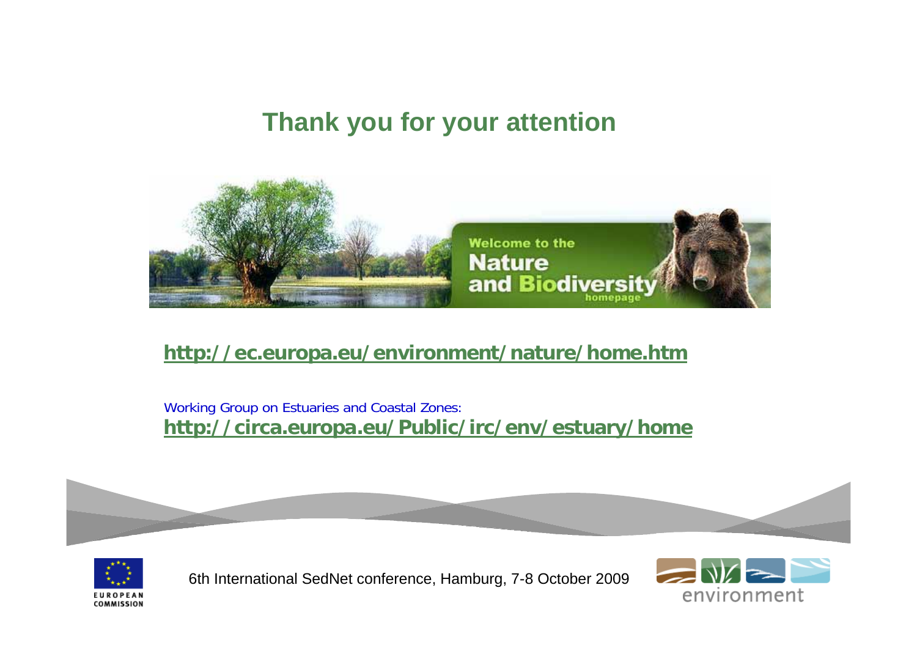## Thank you for your attention

**http://ec.europa.eu/environment/nature/home.htm**

Working Group on Estuaries and Coastal Zones:
**http://circa.europa.eu/Public/irc/env/estuary/home**